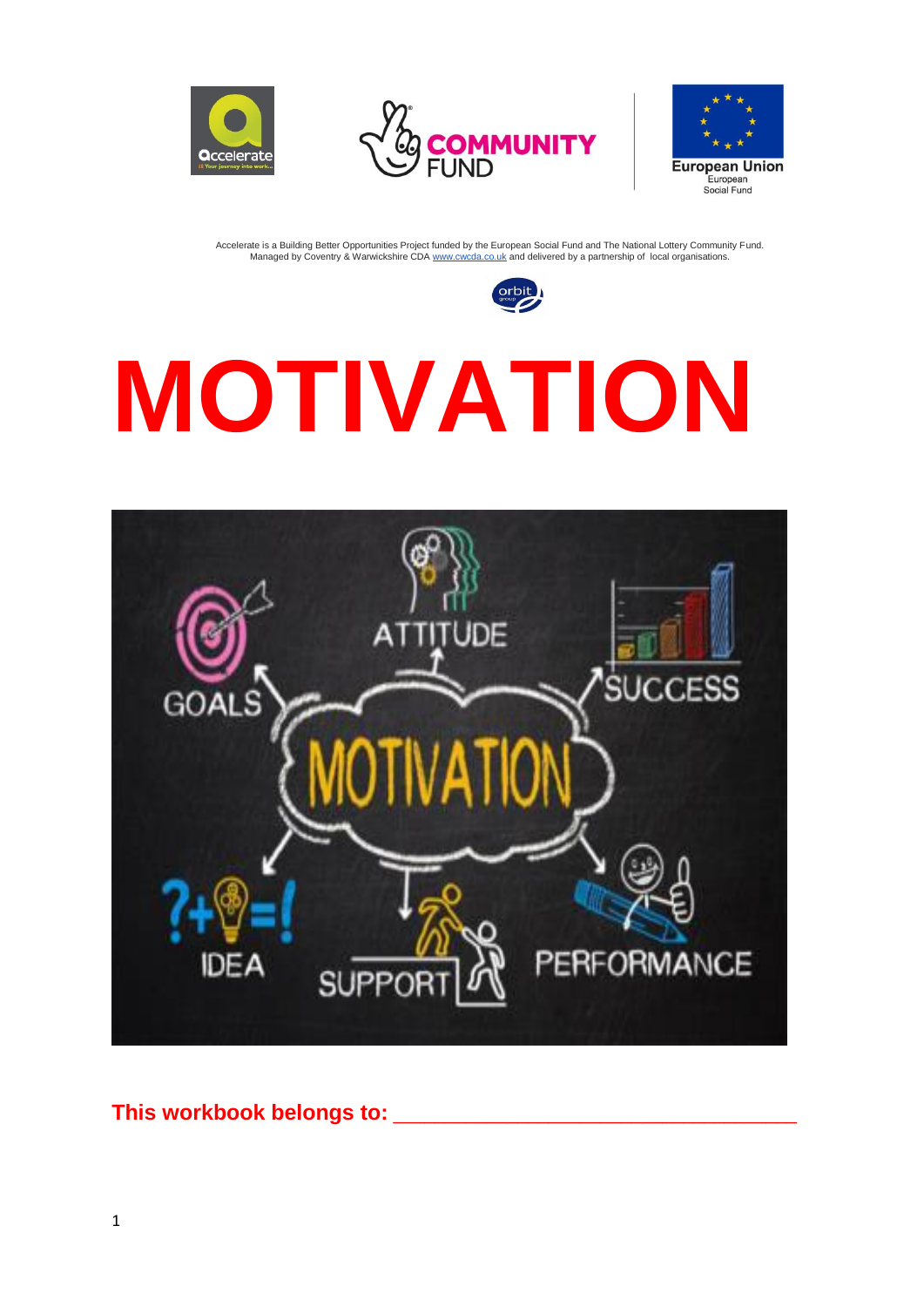Accelerate is a Building Better Opportunities Project funded by the European Social Fund and The National Lottery Community Fund.
Managed by Coventry & Warwickshire CDA www.cwcda.co.uk and delivered by a partnership of local organisations.

# MOTIVATION

**This workbook belongs to: ________________________________**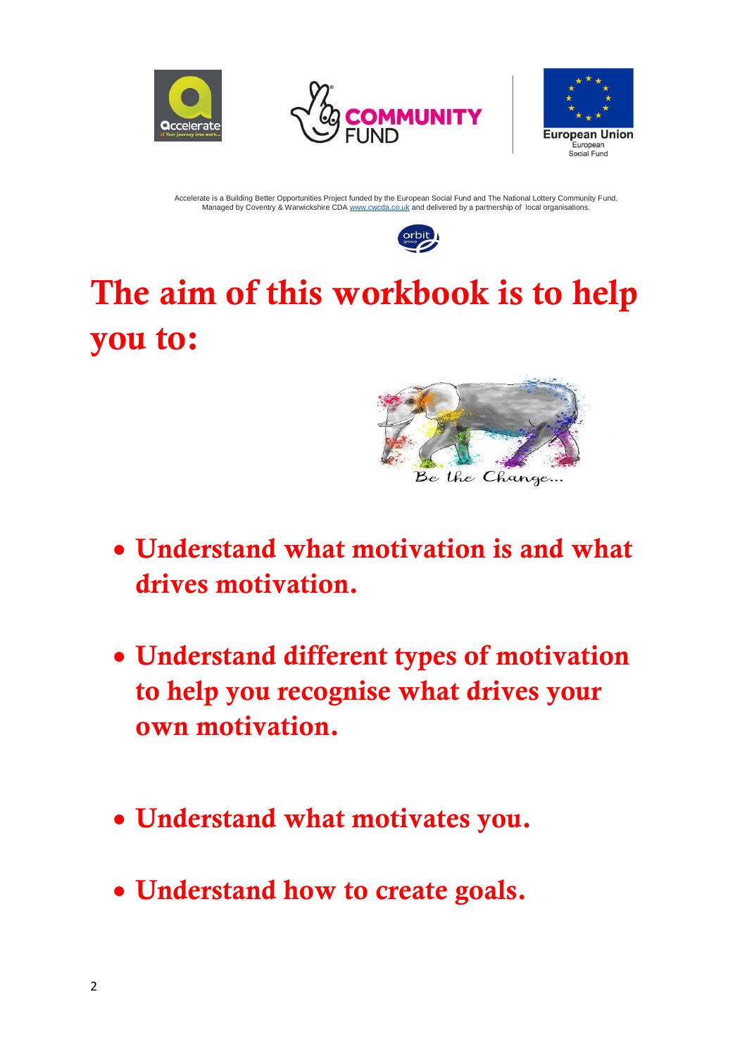Accelerate is a Building Better Opportunities Project funded by the European Social Fund and The National Lottery Community Fund. Managed by Coventry & Warwickshire CDA www.cwcda.co.uk and delivered by a partnership of local organisations.

# The aim of this workbook is to help you to:

Be the Change...

- **Understand what motivation is and what drives motivation.**
- **Understand different types of motivation to help you recognise what drives your own motivation.**
- **Understand what motivates you.**
- **Understand how to create goals.**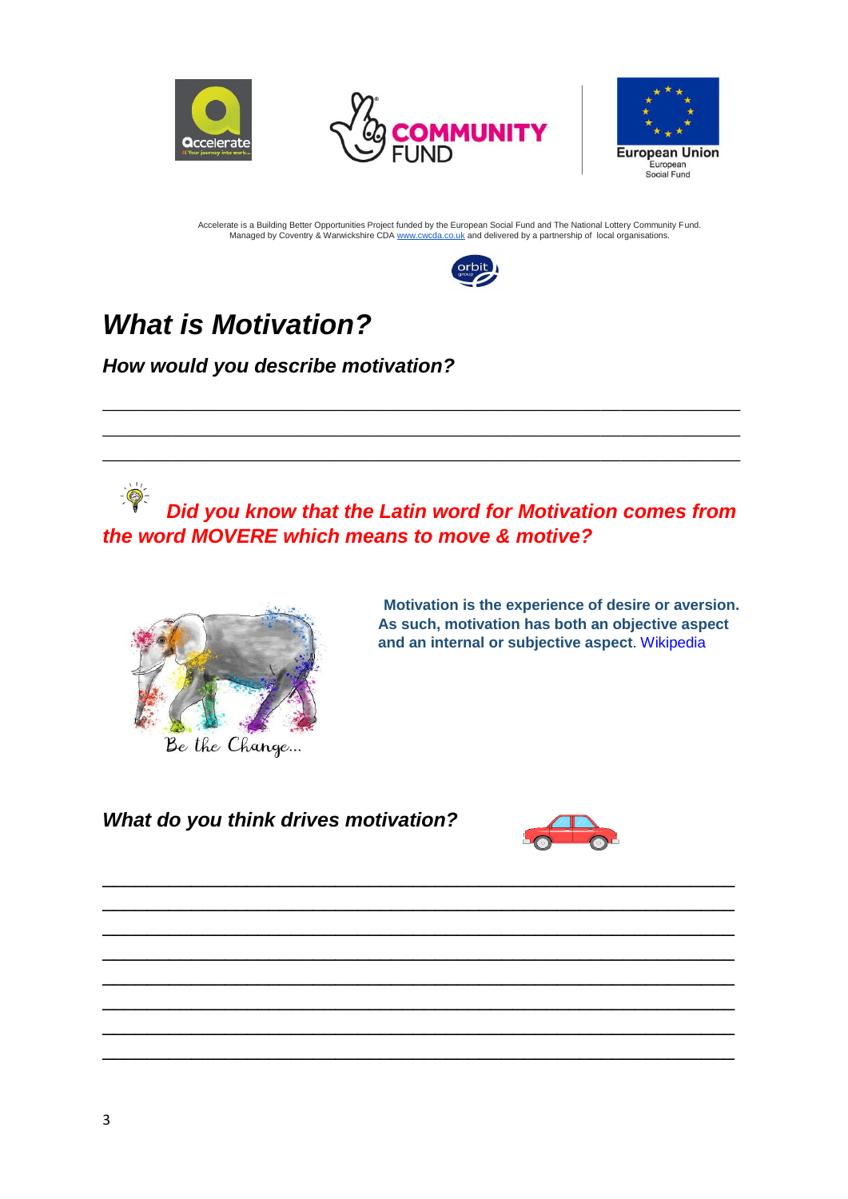Accelerate is a Building Better Opportunities Project funded by the European Social Fund and The National Lottery Community Fund. Managed by Coventry & Warwickshire CDA www.cwcda.co.uk and delivered by a partnership of local organisations.

# *What is Motivation?*

### *How would you describe motivation?*

\_\_\_\_\_\_\_\_\_\_\_\_\_\_\_\_\_\_\_\_\_\_\_\_\_\_\_\_\_\_\_\_\_\_\_\_\_\_\_\_\_\_\_\_\_\_\_\_\_\_\_\_\_\_\_\_\_\_\_\_\_\_\_\_

\_\_\_\_\_\_\_\_\_\_\_\_\_\_\_\_\_\_\_\_\_\_\_\_\_\_\_\_\_\_\_\_\_\_\_\_\_\_\_\_\_\_\_\_\_\_\_\_\_\_\_\_\_\_\_\_\_\_\_\_\_\_\_\_

\_\_\_\_\_\_\_\_\_\_\_\_\_\_\_\_\_\_\_\_\_\_\_\_\_\_\_\_\_\_\_\_\_\_\_\_\_\_\_\_\_\_\_\_\_\_\_\_\_\_\_\_\_\_\_\_\_\_\_\_\_\_\_\_

***Did you know that the Latin word for Motivation comes from the word MOVERE which means to move & motive?***

Be the Change...

**Motivation is the experience of desire or aversion. As such, motivation has both an objective aspect and an internal or subjective aspect**. Wikipedia

### *What do you think drives motivation?*

\_\_\_\_\_\_\_\_\_\_\_\_\_\_\_\_\_\_\_\_\_\_\_\_\_\_\_\_\_\_\_\_\_\_\_\_\_\_\_\_\_\_\_\_\_\_\_\_\_\_\_\_\_\_\_\_\_\_\_\_\_\_\_\_

\_\_\_\_\_\_\_\_\_\_\_\_\_\_\_\_\_\_\_\_\_\_\_\_\_\_\_\_\_\_\_\_\_\_\_\_\_\_\_\_\_\_\_\_\_\_\_\_\_\_\_\_\_\_\_\_\_\_\_\_\_\_\_\_

\_\_\_\_\_\_\_\_\_\_\_\_\_\_\_\_\_\_\_\_\_\_\_\_\_\_\_\_\_\_\_\_\_\_\_\_\_\_\_\_\_\_\_\_\_\_\_\_\_\_\_\_\_\_\_\_\_\_\_\_\_\_\_\_

\_\_\_\_\_\_\_\_\_\_\_\_\_\_\_\_\_\_\_\_\_\_\_\_\_\_\_\_\_\_\_\_\_\_\_\_\_\_\_\_\_\_\_\_\_\_\_\_\_\_\_\_\_\_\_\_\_\_\_\_\_\_\_\_

\_\_\_\_\_\_\_\_\_\_\_\_\_\_\_\_\_\_\_\_\_\_\_\_\_\_\_\_\_\_\_\_\_\_\_\_\_\_\_\_\_\_\_\_\_\_\_\_\_\_\_\_\_\_\_\_\_\_\_\_\_\_\_\_

\_\_\_\_\_\_\_\_\_\_\_\_\_\_\_\_\_\_\_\_\_\_\_\_\_\_\_\_\_\_\_\_\_\_\_\_\_\_\_\_\_\_\_\_\_\_\_\_\_\_\_\_\_\_\_\_\_\_\_\_\_\_\_\_

\_\_\_\_\_\_\_\_\_\_\_\_\_\_\_\_\_\_\_\_\_\_\_\_\_\_\_\_\_\_\_\_\_\_\_\_\_\_\_\_\_\_\_\_\_\_\_\_\_\_\_\_\_\_\_\_\_\_\_\_\_\_\_\_

\_\_\_\_\_\_\_\_\_\_\_\_\_\_\_\_\_\_\_\_\_\_\_\_\_\_\_\_\_\_\_\_\_\_\_\_\_\_\_\_\_\_\_\_\_\_\_\_\_\_\_\_\_\_\_\_\_\_\_\_\_\_\_\_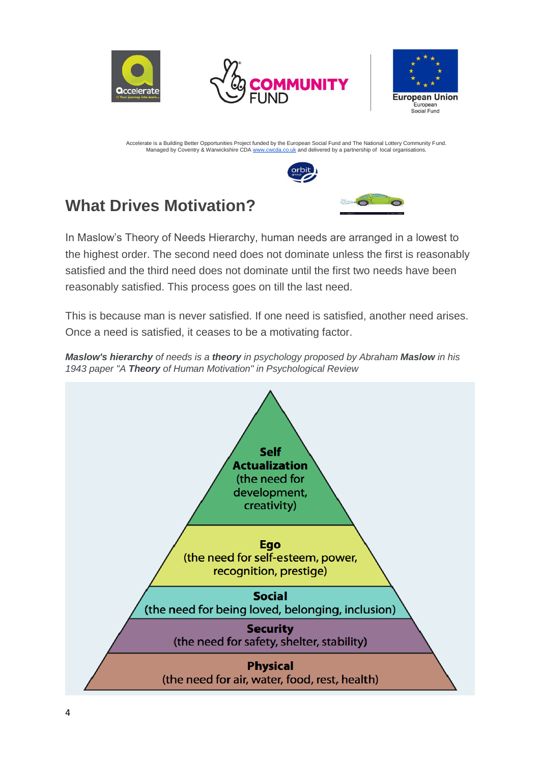Accelerate is a Building Better Opportunities Project funded by the European Social Fund and The National Lottery Community Fund. Managed by Coventry & Warwickshire CDA www.cwcda.co.uk and delivered by a partnership of local organisations.

## What Drives Motivation?

In Maslow's Theory of Needs Hierarchy, human needs are arranged in a lowest to the highest order. The second need does not dominate unless the first is reasonably satisfied and the third need does not dominate until the first two needs have been reasonably satisfied. This process goes on till the last need.

This is because man is never satisfied. If one need is satisfied, another need arises. Once a need is satisfied, it ceases to be a motivating factor.

***Maslow's hierarchy*** *of needs is a* ***theory*** *in psychology proposed by Abraham* ***Maslow*** *in his 1943 paper "A* ***Theory*** *of Human Motivation" in Psychological Review*

**Self Actualization**
(the need for development, creativity)

**Ego**
(the need for self-esteem, power, recognition, prestige)

**Social**
(the need for being loved, belonging, inclusion)

**Security**
(the need for safety, shelter, stability)

**Physical**
(the need for air, water, food, rest, health)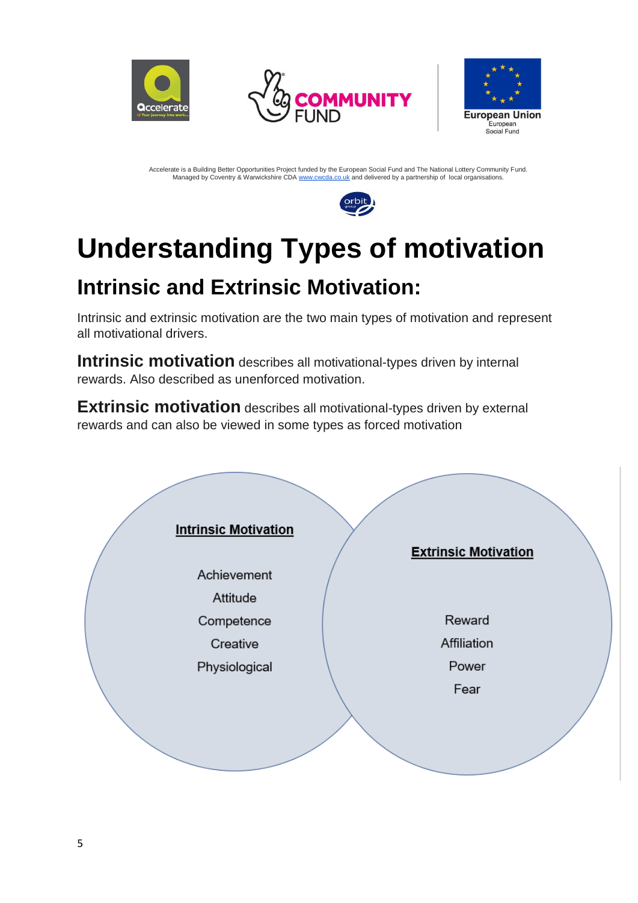Accelerate is a Building Better Opportunities Project funded by the European Social Fund and The National Lottery Community Fund. Managed by Coventry & Warwickshire CDA www.cwcda.co.uk and delivered by a partnership of local organisations.

# Understanding Types of motivation

## Intrinsic and Extrinsic Motivation:

Intrinsic and extrinsic motivation are the two main types of motivation and represent all motivational drivers.

**Intrinsic motivation** describes all motivational-types driven by internal rewards. Also described as unenforced motivation.

**Extrinsic motivation** describes all motivational-types driven by external rewards and can also be viewed in some types as forced motivation

**Intrinsic Motivation**

- Achievement
- Attitude
- Competence
- Creative
- Physiological

**Extrinsic Motivation**

- Reward
- Affiliation
- Power
- Fear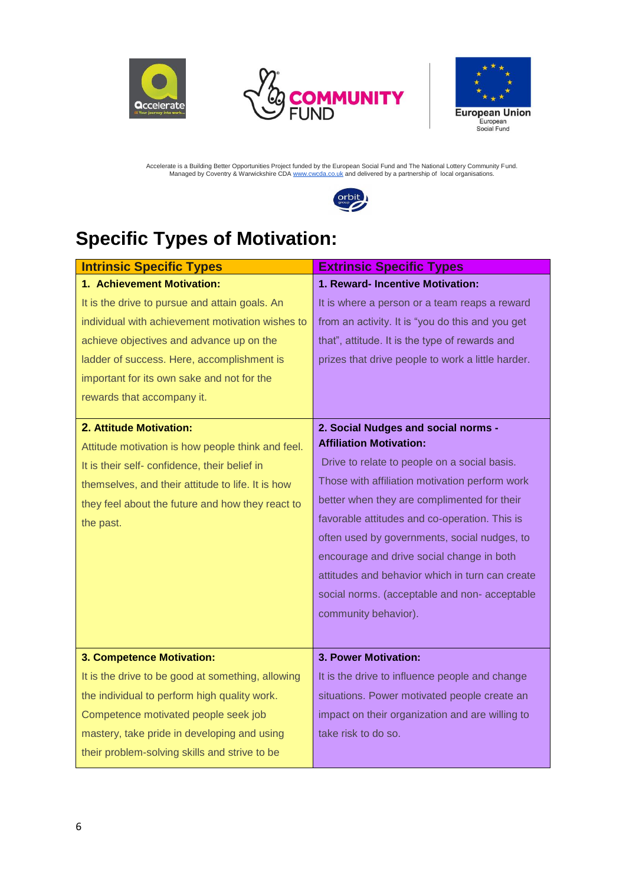Accelerate is a Building Better Opportunities Project funded by the European Social Fund and The National Lottery Community Fund. Managed by Coventry & Warwickshire CDA www.cwcda.co.uk and delivered by a partnership of local organisations.

# Specific Types of Motivation:

| Intrinsic Specific Types | Extrinsic Specific Types |
|---|---|
| **1. Achievement Motivation:** It is the drive to pursue and attain goals. An individual with achievement motivation wishes to achieve objectives and advance up on the ladder of success. Here, accomplishment is important for its own sake and not for the rewards that accompany it. | **1. Reward- Incentive Motivation:** It is where a person or a team reaps a reward from an activity. It is "you do this and you get that", attitude. It is the type of rewards and prizes that drive people to work a little harder. |
| **2. Attitude Motivation:** Attitude motivation is how people think and feel. It is their self- confidence, their belief in themselves, and their attitude to life. It is how they feel about the future and how they react to the past. | **2. Social Nudges and social norms - Affiliation Motivation:** Drive to relate to people on a social basis. Those with affiliation motivation perform work better when they are complimented for their favorable attitudes and co-operation. This is often used by governments, social nudges, to encourage and drive social change in both attitudes and behavior which in turn can create social norms. (acceptable and non- acceptable community behavior). |
| **3. Competence Motivation:** It is the drive to be good at something, allowing the individual to perform high quality work. Competence motivated people seek job mastery, take pride in developing and using their problem-solving skills and strive to be | **3. Power Motivation:** It is the drive to influence people and change situations. Power motivated people create an impact on their organization and are willing to take risk to do so. |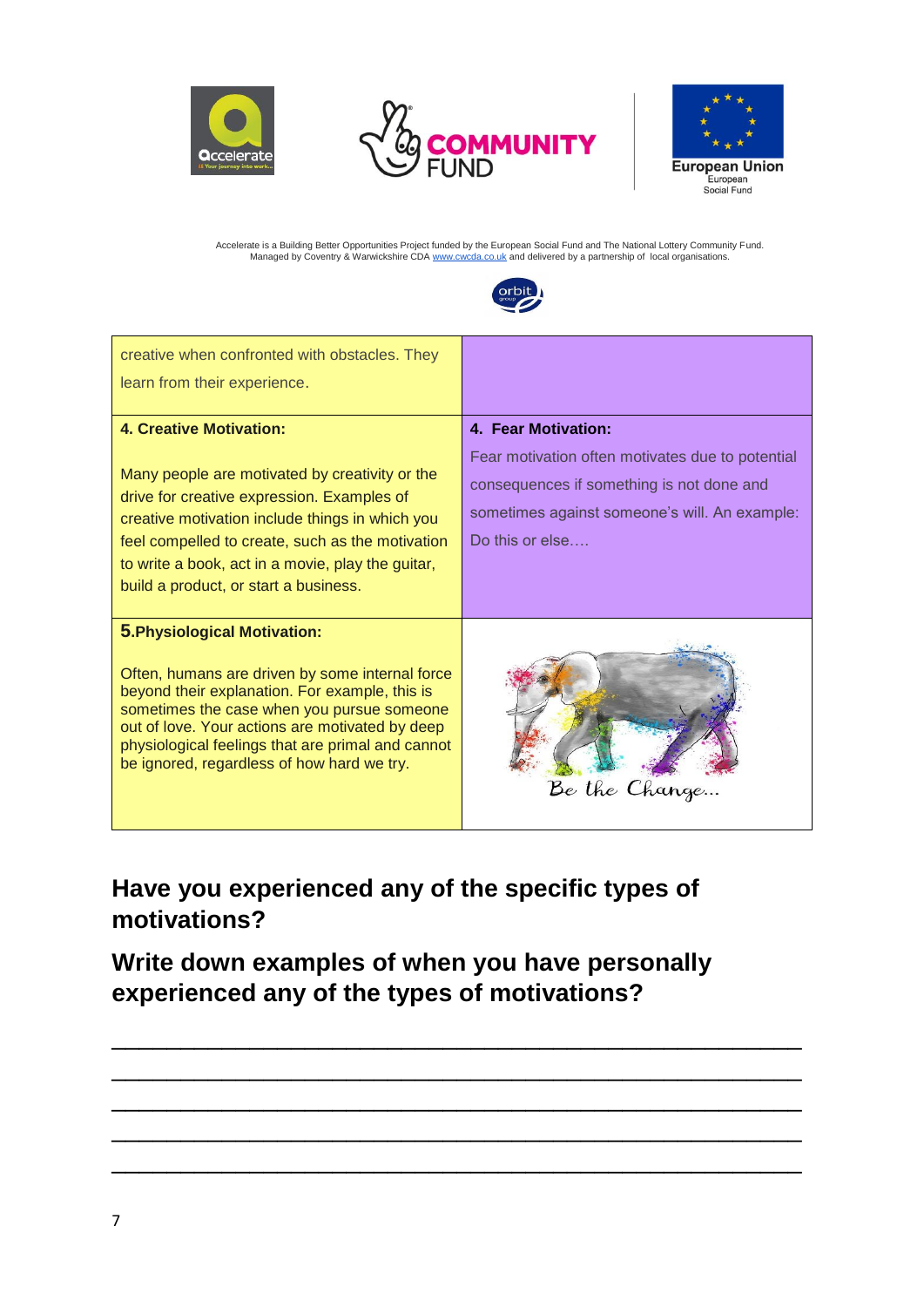Accelerate is a Building Better Opportunities Project funded by the European Social Fund and The National Lottery Community Fund. Managed by Coventry & Warwickshire CDA www.cwcda.co.uk and delivered by a partnership of local organisations.

| | |
|---|---|
| creative when confronted with obstacles. They learn from their experience. | |
| **4. Creative Motivation:**<br><br>Many people are motivated by creativity or the drive for creative expression. Examples of creative motivation include things in which you feel compelled to create, such as the motivation to write a book, act in a movie, play the guitar, build a product, or start a business. | **4. Fear Motivation:**<br><br>Fear motivation often motivates due to potential consequences if something is not done and sometimes against someone's will. An example: Do this or else…. |
| **5.Physiological Motivation:**<br><br>Often, humans are driven by some internal force beyond their explanation. For example, this is sometimes the case when you pursue someone out of love. Your actions are motivated by deep physiological feelings that are primal and cannot be ignored, regardless of how hard we try. | Be the Change… |

## Have you experienced any of the specific types of motivations?

## Write down examples of when you have personally experienced any of the types of motivations?

_______________________________________________________________

_______________________________________________________________

_______________________________________________________________

_______________________________________________________________

_______________________________________________________________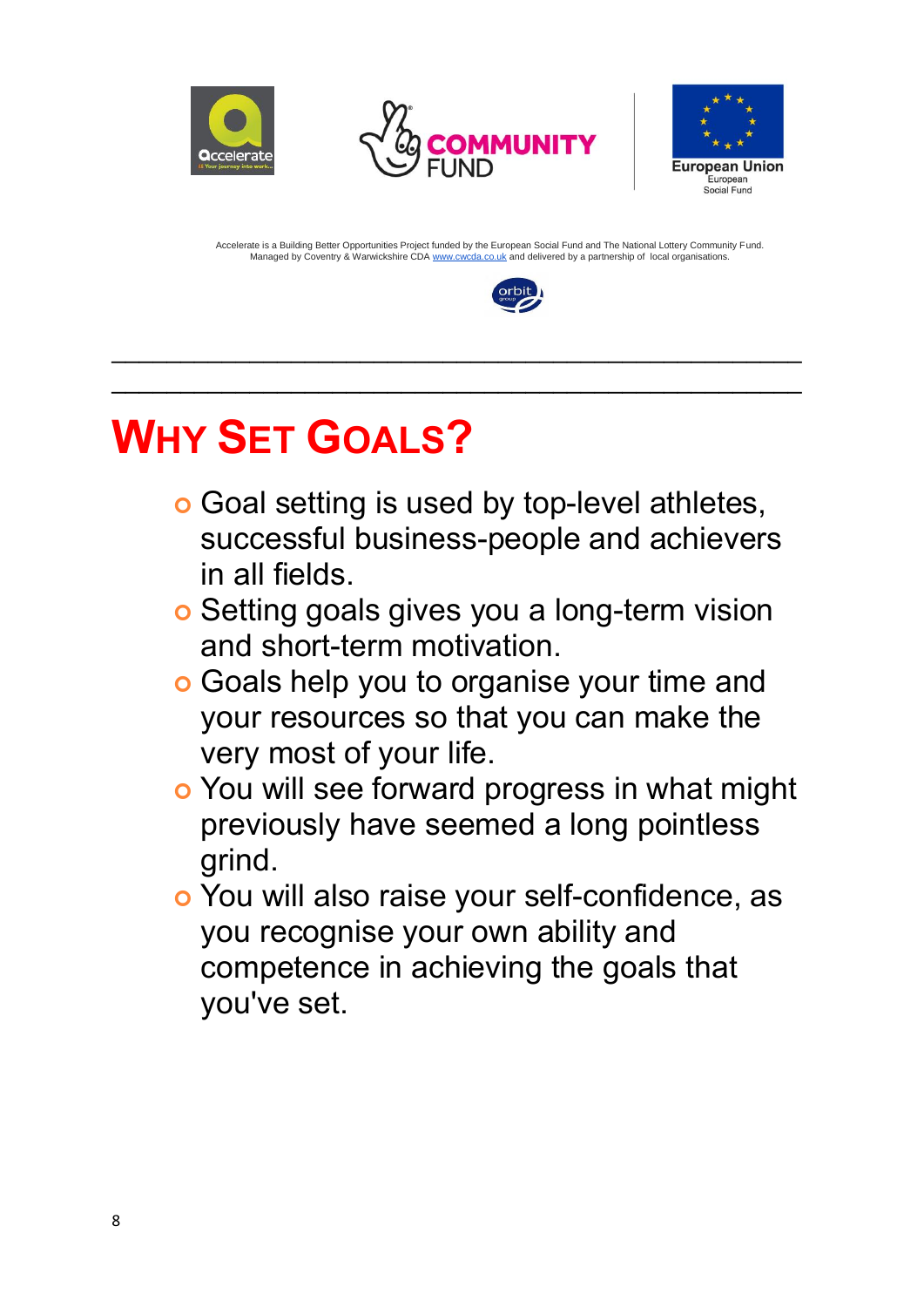Accelerate is a Building Better Opportunities Project funded by the European Social Fund and The National Lottery Community Fund. Managed by Coventry & Warwickshire CDA www.cwcda.co.uk and delivered by a partnership of local organisations.

# WHY SET GOALS?

- Goal setting is used by top-level athletes, successful business-people and achievers in all fields.
- Setting goals gives you a long-term vision and short-term motivation.
- Goals help you to organise your time and your resources so that you can make the very most of your life.
- You will see forward progress in what might previously have seemed a long pointless grind.
- You will also raise your self-confidence, as you recognise your own ability and competence in achieving the goals that you've set.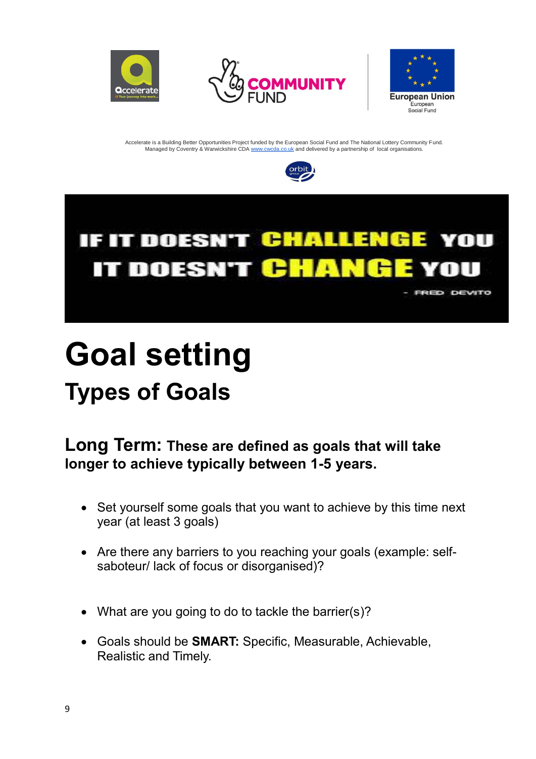Accelerate is a Building Better Opportunities Project funded by the European Social Fund and The National Lottery Community Fund. Managed by Coventry & Warwickshire CDA www.cwcda.co.uk and delivered by a partnership of local organisations.

IF IT DOESN'T CHALLENGE YOU IT DOESN'T CHANGE YOU

- FRED DEVITO

# Goal setting

## Types of Goals

### Long Term: These are defined as goals that will take longer to achieve typically between 1-5 years.

- Set yourself some goals that you want to achieve by this time next year (at least 3 goals)
- Are there any barriers to you reaching your goals (example: self-saboteur/ lack of focus or disorganised)?
- What are you going to do to tackle the barrier(s)?
- Goals should be **SMART:** Specific, Measurable, Achievable, Realistic and Timely.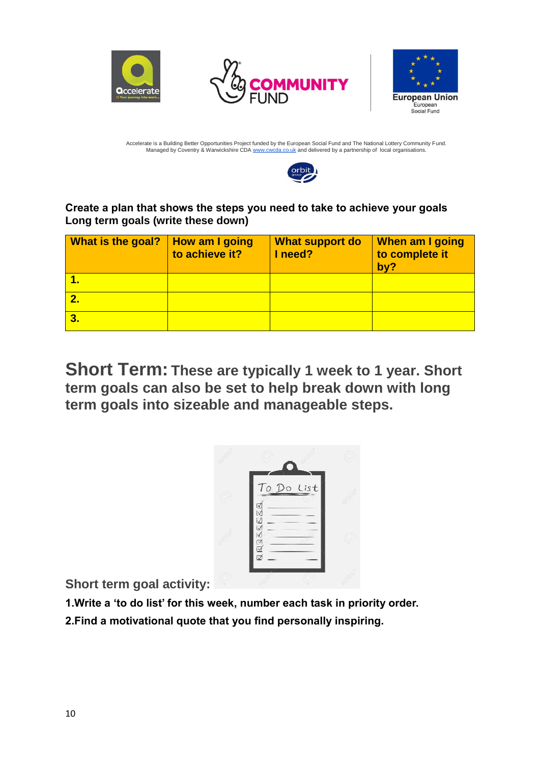Accelerate is a Building Better Opportunities Project funded by the European Social Fund and The National Lottery Community Fund. Managed by Coventry & Warwickshire CDA www.cwcda.co.uk and delivered by a partnership of local organisations.

**Create a plan that shows the steps you need to take to achieve your goals**
**Long term goals (write these down)**

| What is the goal? | How am I going to achieve it? | What support do I need? | When am I going to complete it by? |
|---|---|---|---|
| 1. | | | |
| 2. | | | |
| 3. | | | |

## Short Term: These are typically 1 week to 1 year. Short term goals can also be set to help break down with long term goals into sizeable and manageable steps.

### Short term goal activity:

**1.Write a 'to do list' for this week, number each task in priority order.**

**2.Find a motivational quote that you find personally inspiring.**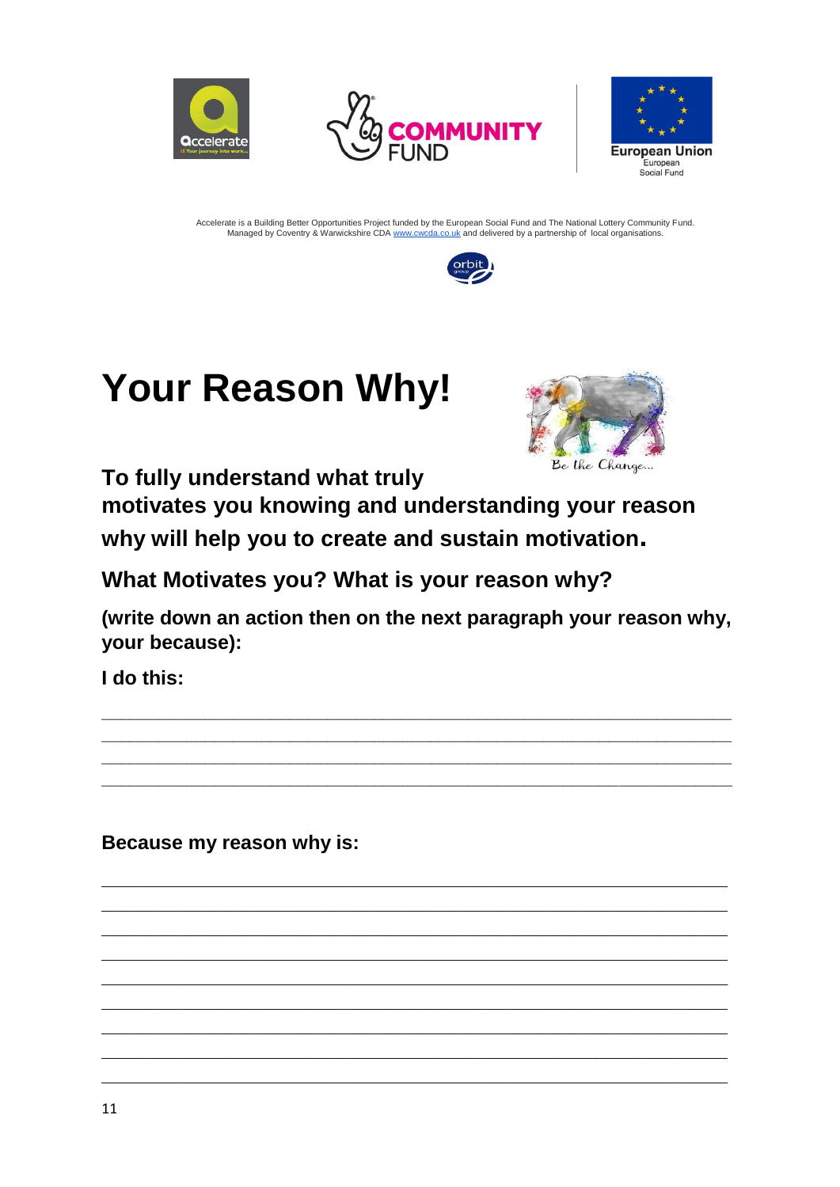Accelerate is a Building Better Opportunities Project funded by the European Social Fund and The National Lottery Community Fund. Managed by Coventry & Warwickshire CDA www.cwcda.co.uk and delivered by a partnership of local organisations.

# Your Reason Why!

Be the Change...

**To fully understand what truly motivates you knowing and understanding your reason why will help you to create and sustain motivation.**

**What Motivates you? What is your reason why?**

**(write down an action then on the next paragraph your reason why, your because):**

**I do this:**

\_\_\_\_\_\_\_\_\_\_\_\_\_\_\_\_\_\_\_\_\_\_\_\_\_\_\_\_\_\_\_\_\_\_\_\_\_\_\_\_\_\_\_\_\_\_\_\_\_\_\_\_\_\_\_\_\_\_\_\_\_\_\_\_\_\_\_\_\_\_\_\_

\_\_\_\_\_\_\_\_\_\_\_\_\_\_\_\_\_\_\_\_\_\_\_\_\_\_\_\_\_\_\_\_\_\_\_\_\_\_\_\_\_\_\_\_\_\_\_\_\_\_\_\_\_\_\_\_\_\_\_\_\_\_\_\_\_\_\_\_\_\_\_\_

\_\_\_\_\_\_\_\_\_\_\_\_\_\_\_\_\_\_\_\_\_\_\_\_\_\_\_\_\_\_\_\_\_\_\_\_\_\_\_\_\_\_\_\_\_\_\_\_\_\_\_\_\_\_\_\_\_\_\_\_\_\_\_\_\_\_\_\_\_\_\_\_

\_\_\_\_\_\_\_\_\_\_\_\_\_\_\_\_\_\_\_\_\_\_\_\_\_\_\_\_\_\_\_\_\_\_\_\_\_\_\_\_\_\_\_\_\_\_\_\_\_\_\_\_\_\_\_\_\_\_\_\_\_\_\_\_\_\_\_\_\_\_\_\_

**Because my reason why is:**

\_\_\_\_\_\_\_\_\_\_\_\_\_\_\_\_\_\_\_\_\_\_\_\_\_\_\_\_\_\_\_\_\_\_\_\_\_\_\_\_\_\_\_\_\_\_\_\_\_\_\_\_\_\_\_\_\_\_\_\_\_\_\_\_\_\_\_\_\_\_\_\_

\_\_\_\_\_\_\_\_\_\_\_\_\_\_\_\_\_\_\_\_\_\_\_\_\_\_\_\_\_\_\_\_\_\_\_\_\_\_\_\_\_\_\_\_\_\_\_\_\_\_\_\_\_\_\_\_\_\_\_\_\_\_\_\_\_\_\_\_\_\_\_\_

\_\_\_\_\_\_\_\_\_\_\_\_\_\_\_\_\_\_\_\_\_\_\_\_\_\_\_\_\_\_\_\_\_\_\_\_\_\_\_\_\_\_\_\_\_\_\_\_\_\_\_\_\_\_\_\_\_\_\_\_\_\_\_\_\_\_\_\_\_\_\_\_

\_\_\_\_\_\_\_\_\_\_\_\_\_\_\_\_\_\_\_\_\_\_\_\_\_\_\_\_\_\_\_\_\_\_\_\_\_\_\_\_\_\_\_\_\_\_\_\_\_\_\_\_\_\_\_\_\_\_\_\_\_\_\_\_\_\_\_\_\_\_\_\_

\_\_\_\_\_\_\_\_\_\_\_\_\_\_\_\_\_\_\_\_\_\_\_\_\_\_\_\_\_\_\_\_\_\_\_\_\_\_\_\_\_\_\_\_\_\_\_\_\_\_\_\_\_\_\_\_\_\_\_\_\_\_\_\_\_\_\_\_\_\_\_\_

\_\_\_\_\_\_\_\_\_\_\_\_\_\_\_\_\_\_\_\_\_\_\_\_\_\_\_\_\_\_\_\_\_\_\_\_\_\_\_\_\_\_\_\_\_\_\_\_\_\_\_\_\_\_\_\_\_\_\_\_\_\_\_\_\_\_\_\_\_\_\_\_

\_\_\_\_\_\_\_\_\_\_\_\_\_\_\_\_\_\_\_\_\_\_\_\_\_\_\_\_\_\_\_\_\_\_\_\_\_\_\_\_\_\_\_\_\_\_\_\_\_\_\_\_\_\_\_\_\_\_\_\_\_\_\_\_\_\_\_\_\_\_\_\_

\_\_\_\_\_\_\_\_\_\_\_\_\_\_\_\_\_\_\_\_\_\_\_\_\_\_\_\_\_\_\_\_\_\_\_\_\_\_\_\_\_\_\_\_\_\_\_\_\_\_\_\_\_\_\_\_\_\_\_\_\_\_\_\_\_\_\_\_\_\_\_\_

\_\_\_\_\_\_\_\_\_\_\_\_\_\_\_\_\_\_\_\_\_\_\_\_\_\_\_\_\_\_\_\_\_\_\_\_\_\_\_\_\_\_\_\_\_\_\_\_\_\_\_\_\_\_\_\_\_\_\_\_\_\_\_\_\_\_\_\_\_\_\_\_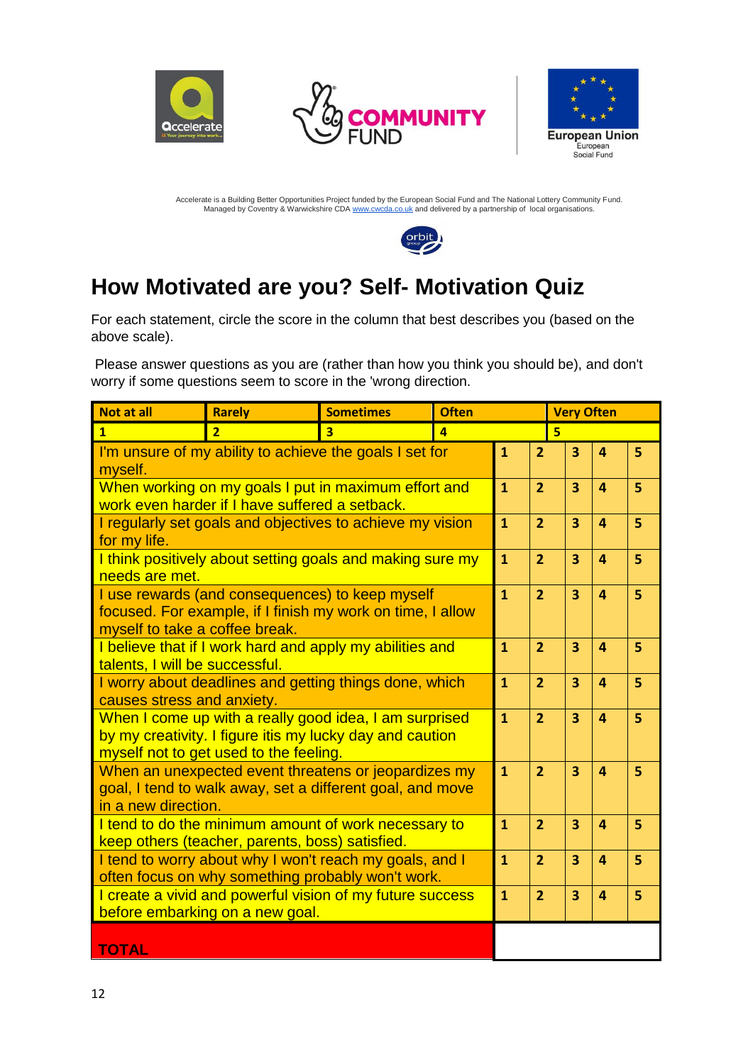Accelerate is a Building Better Opportunities Project funded by the European Social Fund and The National Lottery Community Fund. Managed by Coventry & Warwickshire CDA www.cwcda.co.uk and delivered by a partnership of local organisations.

# How Motivated are you? Self- Motivation Quiz

For each statement, circle the score in the column that best describes you (based on the above scale).

Please answer questions as you are (rather than how you think you should be), and don't worry if some questions seem to score in the 'wrong direction.

| Not at all | Rarely | Sometimes | Often | Very Often |
|---|---|---|---|---|
| 1 | 2 | 3 | 4 | 5 |

| | | | | | |
|---|---|---|---|---|---|
| I'm unsure of my ability to achieve the goals I set for myself. | 1 | 2 | 3 | 4 | 5 |
| When working on my goals I put in maximum effort and work even harder if I have suffered a setback. | 1 | 2 | 3 | 4 | 5 |
| I regularly set goals and objectives to achieve my vision for my life. | 1 | 2 | 3 | 4 | 5 |
| I think positively about setting goals and making sure my needs are met. | 1 | 2 | 3 | 4 | 5 |
| I use rewards (and consequences) to keep myself focused. For example, if I finish my work on time, I allow myself to take a coffee break. | 1 | 2 | 3 | 4 | 5 |
| I believe that if I work hard and apply my abilities and talents, I will be successful. | 1 | 2 | 3 | 4 | 5 |
| I worry about deadlines and getting things done, which causes stress and anxiety. | 1 | 2 | 3 | 4 | 5 |
| When I come up with a really good idea, I am surprised by my creativity. I figure itis my lucky day and caution myself not to get used to the feeling. | 1 | 2 | 3 | 4 | 5 |
| When an unexpected event threatens or jeopardizes my goal, I tend to walk away, set a different goal, and move in a new direction. | 1 | 2 | 3 | 4 | 5 |
| I tend to do the minimum amount of work necessary to keep others (teacher, parents, boss) satisfied. | 1 | 2 | 3 | 4 | 5 |
| I tend to worry about why I won't reach my goals, and I often focus on why something probably won't work. | 1 | 2 | 3 | 4 | 5 |
| I create a vivid and powerful vision of my future success before embarking on a new goal. | 1 | 2 | 3 | 4 | 5 |
| **TOTAL** | | | | | |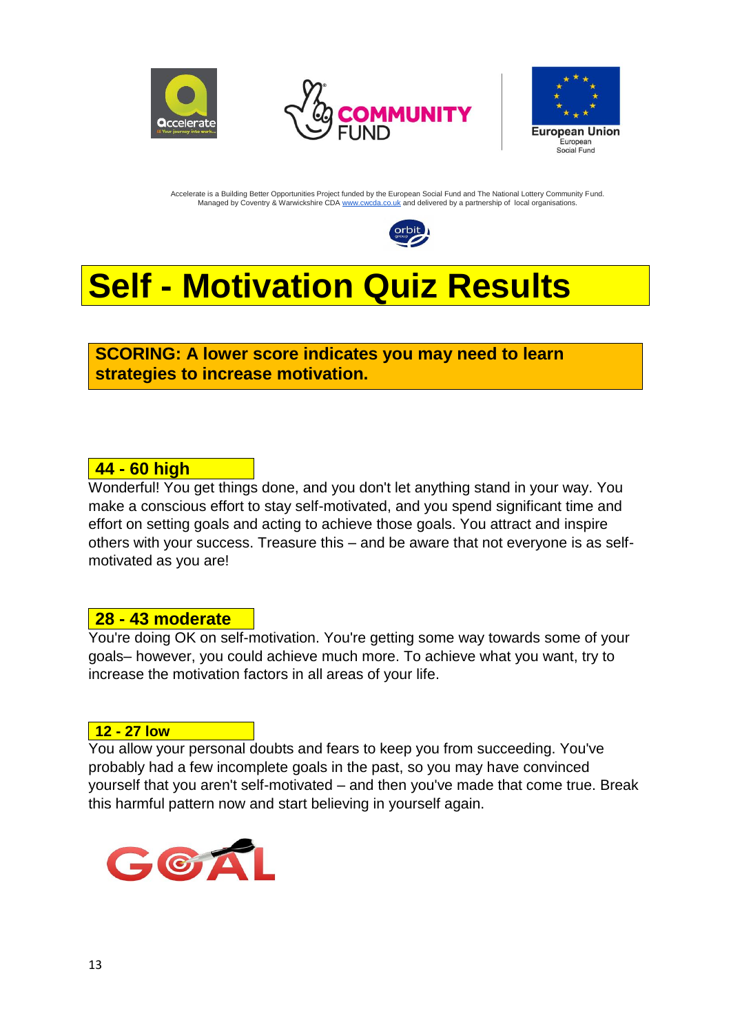Accelerate is a Building Better Opportunities Project funded by the European Social Fund and The National Lottery Community Fund. Managed by Coventry & Warwickshire CDA www.cwcda.co.uk and delivered by a partnership of local organisations.

# Self - Motivation Quiz Results

**SCORING: A lower score indicates you may need to learn strategies to increase motivation.**

### 44 - 60 high

Wonderful! You get things done, and you don't let anything stand in your way. You make a conscious effort to stay self-motivated, and you spend significant time and effort on setting goals and acting to achieve those goals. You attract and inspire others with your success. Treasure this – and be aware that not everyone is as self-motivated as you are!

### 28 - 43 moderate

You're doing OK on self-motivation. You're getting some way towards some of your goals– however, you could achieve much more. To achieve what you want, try to increase the motivation factors in all areas of your life.

### 12 - 27 low

You allow your personal doubts and fears to keep you from succeeding. You've probably had a few incomplete goals in the past, so you may have convinced yourself that you aren't self-motivated – and then you've made that come true. Break this harmful pattern now and start believing in yourself again.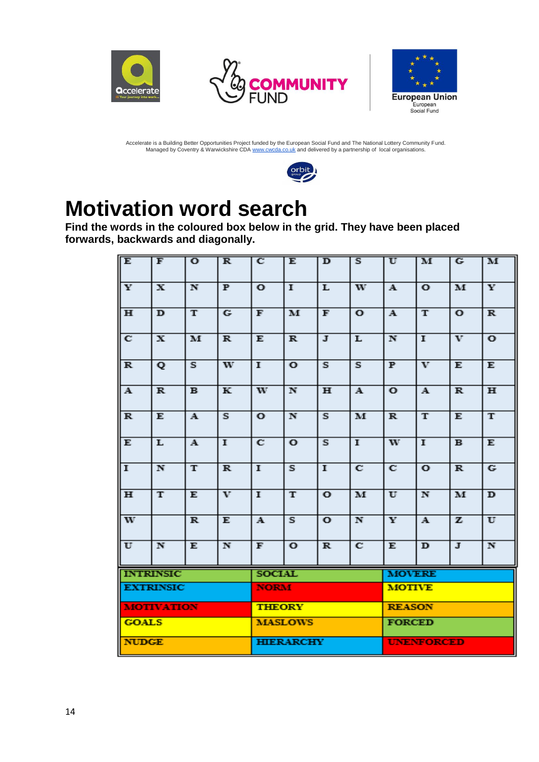Accelerate is a Building Better Opportunities Project funded by the European Social Fund and The National Lottery Community Fund. Managed by Coventry & Warwickshire CDA www.cwcda.co.uk and delivered by a partnership of local organisations.

# Motivation word search

**Find the words in the coloured box below in the grid. They have been placed forwards, backwards and diagonally.**

| | | | | | | | | | | | |
|---|---|---|---|---|---|---|---|---|---|---|---|
| E | F | O | R | C | E | D | S | U | M | G | M |
| Y | X | N | P | O | I | L | W | A | O | M | Y |
| H | D | T | G | F | M | F | O | A | T | O | R |
| C | X | M | R | E | R | J | L | N | I | V | O |
| R | Q | S | W | I | O | S | S | P | V | E | E |
| A | R | B | K | W | N | H | A | O | A | R | H |
| R | E | A | S | O | N | S | M | R | T | E | T |
| E | L | A | I | C | O | S | I | W | I | B | E |
| I | N | T | R | I | S | I | C | C | O | R | G |
| H | T | E | V | I | T | O | M | U | N | M | D |
| W | | R | E | A | S | O | N | Y | A | Z | U |
| U | N | E | N | F | O | R | C | E | D | J | N |

| | | |
|---|---|---|
| INTRINSIC | SOCIAL | MOVERE |
| EXTRINSIC | NORM | MOTIVE |
| MOTIVATION | THEORY | REASON |
| GOALS | MASLOWS | FORCED |
| NUDGE | HIERARCHY | UNENFORCED |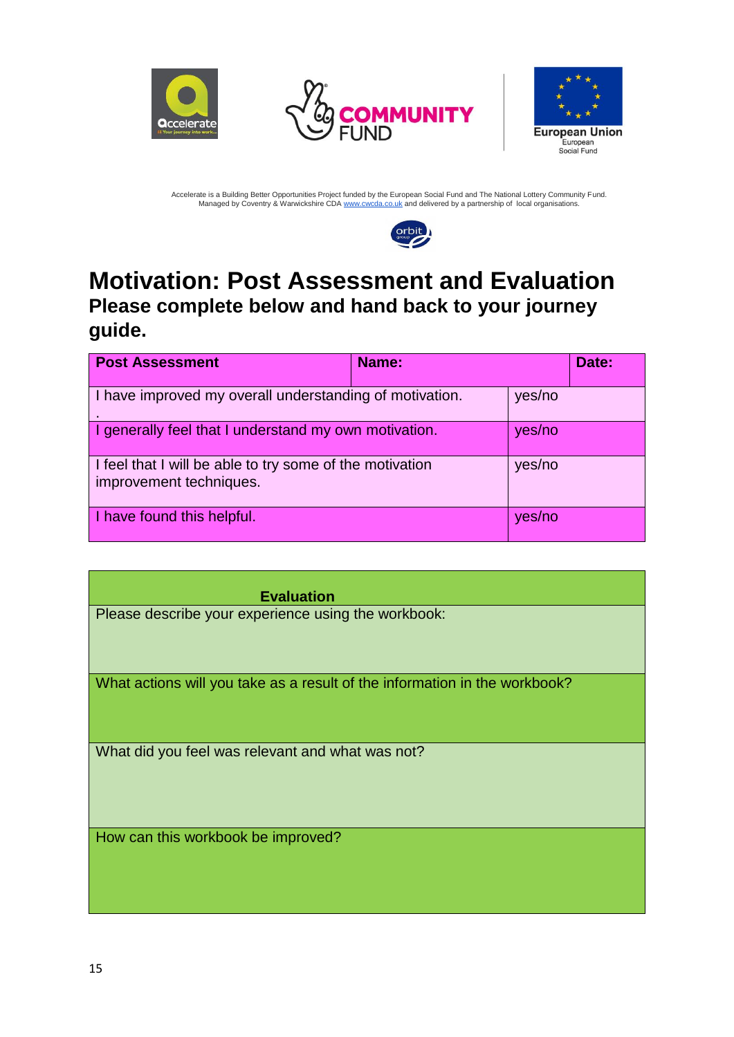Accelerate is a Building Better Opportunities Project funded by the European Social Fund and The National Lottery Community Fund. Managed by Coventry & Warwickshire CDA www.cwcda.co.uk and delivered by a partnership of local organisations.

# Motivation: Post Assessment and Evaluation

## Please complete below and hand back to your journey guide.

| **Post Assessment** | **Name:** | **Date:** |
|---|---|---|
| I have improved my overall understanding of motivation. . | yes/no | |
| I generally feel that I understand my own motivation. | yes/no | |
| I feel that I will be able to try some of the motivation improvement techniques. | yes/no | |
| I have found this helpful. | yes/no | |

| **Evaluation** |
|---|
| Please describe your experience using the workbook: |
| What actions will you take as a result of the information in the workbook? |
| What did you feel was relevant and what was not? |
| How can this workbook be improved? |